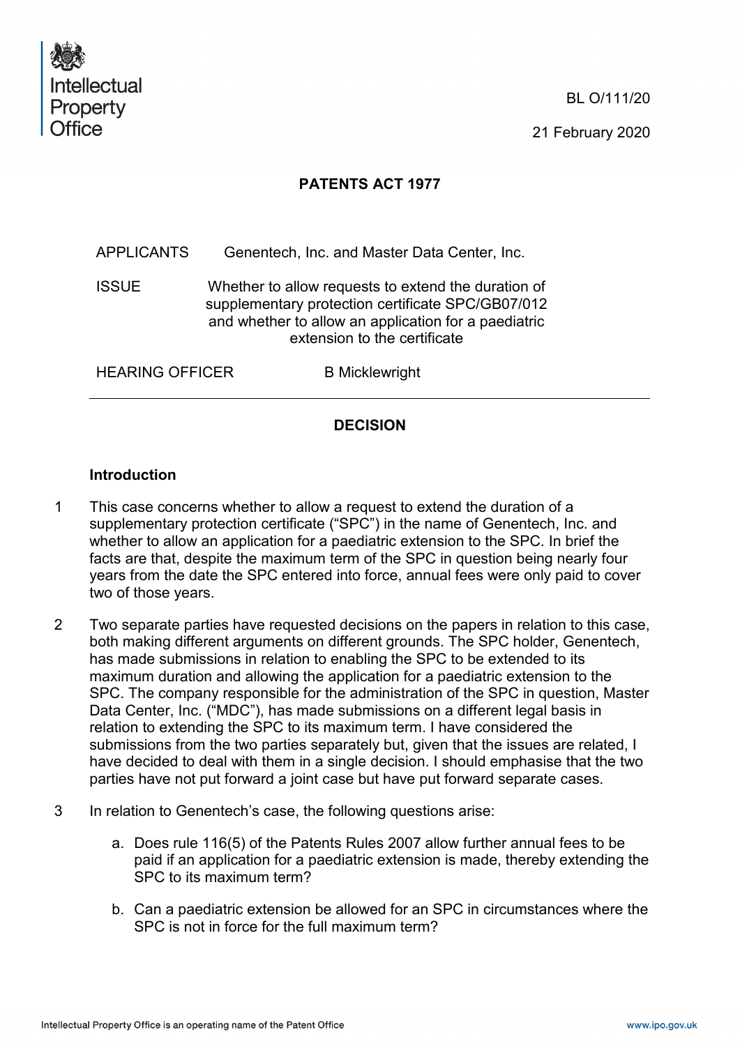Intellectual Property Office

BL O/111/20

21 February 2020

**PATENTS ACT 1977**

| | |
|---|---|
| APPLICANTS | Genentech, Inc. and Master Data Center, Inc. |
| ISSUE | Whether to allow requests to extend the duration of supplementary protection certificate SPC/GB07/012 and whether to allow an application for a paediatric extension to the certificate |
| HEARING OFFICER | B Micklewright |

---

## DECISION

### Introduction

1 This case concerns whether to allow a request to extend the duration of a supplementary protection certificate ("SPC") in the name of Genentech, Inc. and whether to allow an application for a paediatric extension to the SPC. In brief the facts are that, despite the maximum term of the SPC in question being nearly four years from the date the SPC entered into force, annual fees were only paid to cover two of those years.

2 Two separate parties have requested decisions on the papers in relation to this case, both making different arguments on different grounds. The SPC holder, Genentech, has made submissions in relation to enabling the SPC to be extended to its maximum duration and allowing the application for a paediatric extension to the SPC. The company responsible for the administration of the SPC in question, Master Data Center, Inc. ("MDC"), has made submissions on a different legal basis in relation to extending the SPC to its maximum term. I have considered the submissions from the two parties separately but, given that the issues are related, I have decided to deal with them in a single decision. I should emphasise that the two parties have not put forward a joint case but have put forward separate cases.

3 In relation to Genentech's case, the following questions arise:

a. Does rule 116(5) of the Patents Rules 2007 allow further annual fees to be paid if an application for a paediatric extension is made, thereby extending the SPC to its maximum term?

b. Can a paediatric extension be allowed for an SPC in circumstances where the SPC is not in force for the full maximum term?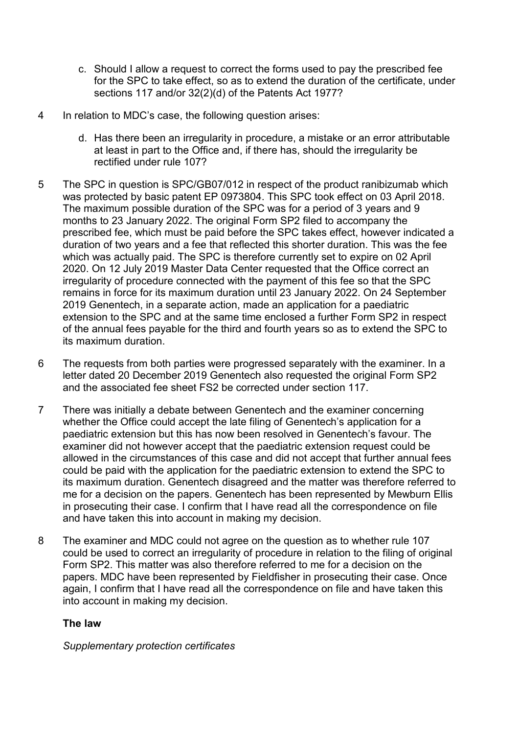c. Should I allow a request to correct the forms used to pay the prescribed fee for the SPC to take effect, so as to extend the duration of the certificate, under sections 117 and/or 32(2)(d) of the Patents Act 1977?

4 In relation to MDC's case, the following question arises:

d. Has there been an irregularity in procedure, a mistake or an error attributable at least in part to the Office and, if there has, should the irregularity be rectified under rule 107?

5 The SPC in question is SPC/GB07/012 in respect of the product ranibizumab which was protected by basic patent EP 0973804. This SPC took effect on 03 April 2018. The maximum possible duration of the SPC was for a period of 3 years and 9 months to 23 January 2022. The original Form SP2 filed to accompany the prescribed fee, which must be paid before the SPC takes effect, however indicated a duration of two years and a fee that reflected this shorter duration. This was the fee which was actually paid. The SPC is therefore currently set to expire on 02 April 2020. On 12 July 2019 Master Data Center requested that the Office correct an irregularity of procedure connected with the payment of this fee so that the SPC remains in force for its maximum duration until 23 January 2022. On 24 September 2019 Genentech, in a separate action, made an application for a paediatric extension to the SPC and at the same time enclosed a further Form SP2 in respect of the annual fees payable for the third and fourth years so as to extend the SPC to its maximum duration.

6 The requests from both parties were progressed separately with the examiner. In a letter dated 20 December 2019 Genentech also requested the original Form SP2 and the associated fee sheet FS2 be corrected under section 117.

7 There was initially a debate between Genentech and the examiner concerning whether the Office could accept the late filing of Genentech's application for a paediatric extension but this has now been resolved in Genentech's favour. The examiner did not however accept that the paediatric extension request could be allowed in the circumstances of this case and did not accept that further annual fees could be paid with the application for the paediatric extension to extend the SPC to its maximum duration. Genentech disagreed and the matter was therefore referred to me for a decision on the papers. Genentech has been represented by Mewburn Ellis in prosecuting their case. I confirm that I have read all the correspondence on file and have taken this into account in making my decision.

8 The examiner and MDC could not agree on the question as to whether rule 107 could be used to correct an irregularity of procedure in relation to the filing of original Form SP2. This matter was also therefore referred to me for a decision on the papers. MDC have been represented by Fieldfisher in prosecuting their case. Once again, I confirm that I have read all the correspondence on file and have taken this into account in making my decision.

**The law**

*Supplementary protection certificates*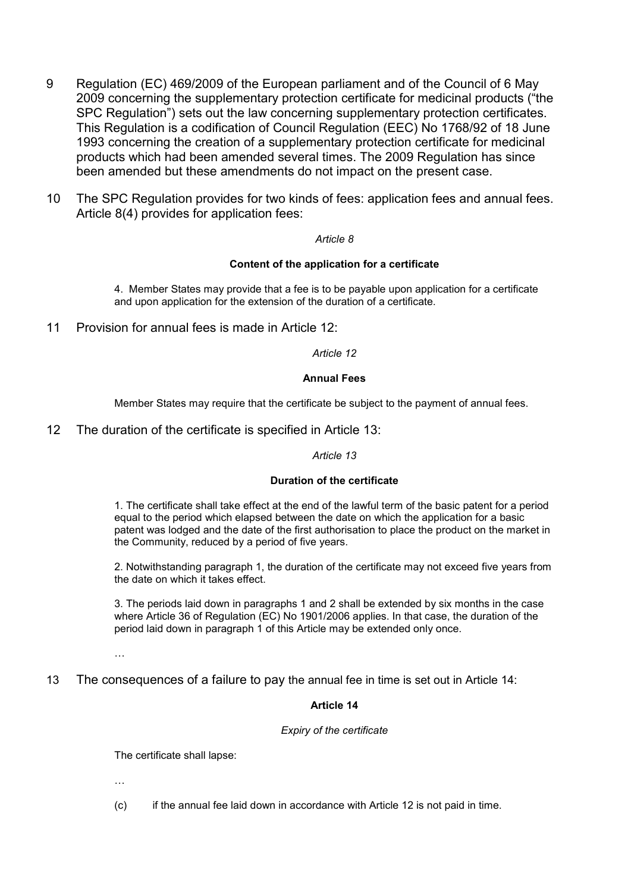9 Regulation (EC) 469/2009 of the European parliament and of the Council of 6 May 2009 concerning the supplementary protection certificate for medicinal products ("the SPC Regulation") sets out the law concerning supplementary protection certificates. This Regulation is a codification of Council Regulation (EEC) No 1768/92 of 18 June 1993 concerning the creation of a supplementary protection certificate for medicinal products which had been amended several times. The 2009 Regulation has since been amended but these amendments do not impact on the present case.

10 The SPC Regulation provides for two kinds of fees: application fees and annual fees. Article 8(4) provides for application fees:

> *Article 8*
>
> **Content of the application for a certificate**
>
> 4. Member States may provide that a fee is to be payable upon application for a certificate and upon application for the extension of the duration of a certificate.

11 Provision for annual fees is made in Article 12:

> *Article 12*
>
> **Annual Fees**
>
> Member States may require that the certificate be subject to the payment of annual fees.

12 The duration of the certificate is specified in Article 13:

> *Article 13*
>
> **Duration of the certificate**
>
> 1. The certificate shall take effect at the end of the lawful term of the basic patent for a period equal to the period which elapsed between the date on which the application for a basic patent was lodged and the date of the first authorisation to place the product on the market in the Community, reduced by a period of five years.
>
> 2. Notwithstanding paragraph 1, the duration of the certificate may not exceed five years from the date on which it takes effect.
>
> 3. The periods laid down in paragraphs 1 and 2 shall be extended by six months in the case where Article 36 of Regulation (EC) No 1901/2006 applies. In that case, the duration of the period laid down in paragraph 1 of this Article may be extended only once.
>
> …

13 The consequences of a failure to pay the annual fee in time is set out in Article 14:

> **Article 14**
>
> *Expiry of the certificate*
>
> The certificate shall lapse:
>
> …
>
> (c) if the annual fee laid down in accordance with Article 12 is not paid in time.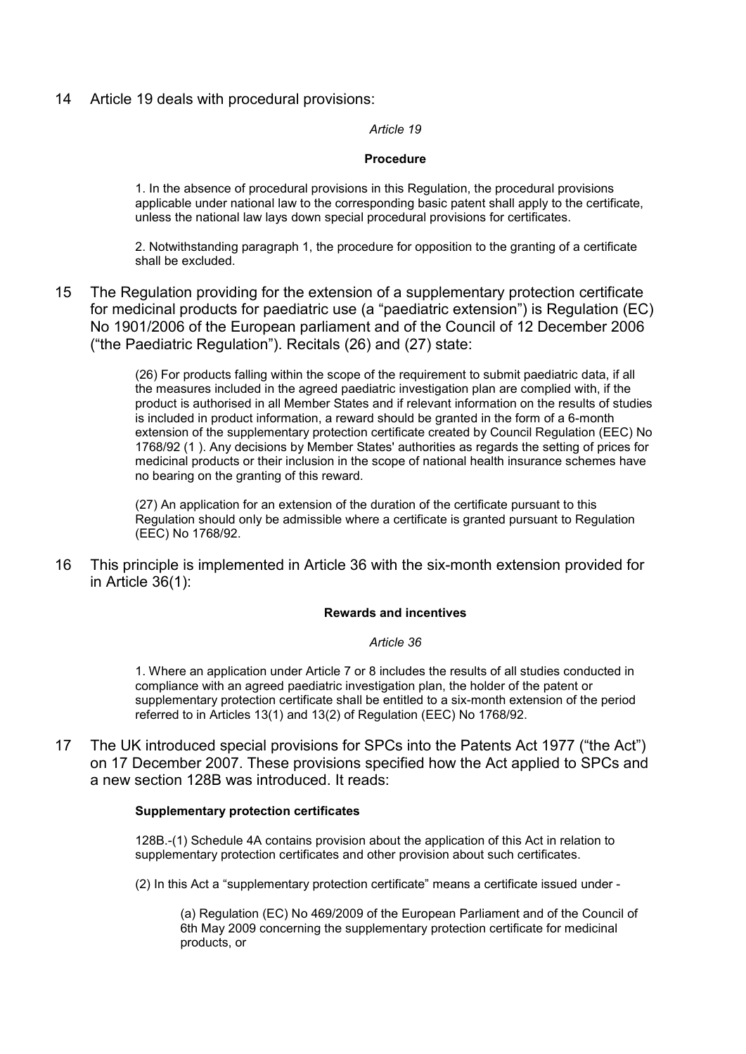14 Article 19 deals with procedural provisions:

> *Article 19*
>
> **Procedure**
>
> 1. In the absence of procedural provisions in this Regulation, the procedural provisions applicable under national law to the corresponding basic patent shall apply to the certificate, unless the national law lays down special procedural provisions for certificates.
>
> 2. Notwithstanding paragraph 1, the procedure for opposition to the granting of a certificate shall be excluded.

15 The Regulation providing for the extension of a supplementary protection certificate for medicinal products for paediatric use (a "paediatric extension") is Regulation (EC) No 1901/2006 of the European parliament and of the Council of 12 December 2006 ("the Paediatric Regulation"). Recitals (26) and (27) state:

> (26) For products falling within the scope of the requirement to submit paediatric data, if all the measures included in the agreed paediatric investigation plan are complied with, if the product is authorised in all Member States and if relevant information on the results of studies is included in product information, a reward should be granted in the form of a 6-month extension of the supplementary protection certificate created by Council Regulation (EEC) No 1768/92 (1 ). Any decisions by Member States' authorities as regards the setting of prices for medicinal products or their inclusion in the scope of national health insurance schemes have no bearing on the granting of this reward.
>
> (27) An application for an extension of the duration of the certificate pursuant to this Regulation should only be admissible where a certificate is granted pursuant to Regulation (EEC) No 1768/92.

16 This principle is implemented in Article 36 with the six-month extension provided for in Article 36(1):

> **Rewards and incentives**
>
> *Article 36*
>
> 1. Where an application under Article 7 or 8 includes the results of all studies conducted in compliance with an agreed paediatric investigation plan, the holder of the patent or supplementary protection certificate shall be entitled to a six-month extension of the period referred to in Articles 13(1) and 13(2) of Regulation (EEC) No 1768/92.

17 The UK introduced special provisions for SPCs into the Patents Act 1977 ("the Act") on 17 December 2007. These provisions specified how the Act applied to SPCs and a new section 128B was introduced. It reads:

> **Supplementary protection certificates**
>
> 128B.-(1) Schedule 4A contains provision about the application of this Act in relation to supplementary protection certificates and other provision about such certificates.
>
> (2) In this Act a "supplementary protection certificate" means a certificate issued under -
>
> > (a) Regulation (EC) No 469/2009 of the European Parliament and of the Council of 6th May 2009 concerning the supplementary protection certificate for medicinal products, or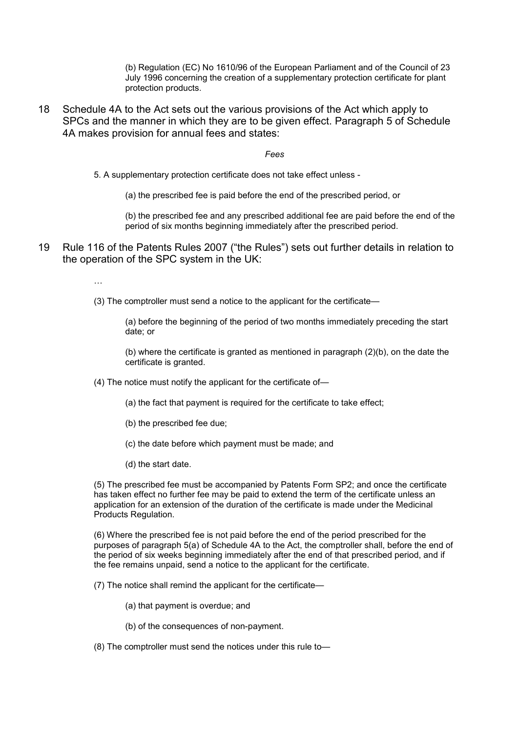(b) Regulation (EC) No 1610/96 of the European Parliament and of the Council of 23 July 1996 concerning the creation of a supplementary protection certificate for plant protection products.

18 Schedule 4A to the Act sets out the various provisions of the Act which apply to SPCs and the manner in which they are to be given effect. Paragraph 5 of Schedule 4A makes provision for annual fees and states:

*Fees*

5. A supplementary protection certificate does not take effect unless -

(a) the prescribed fee is paid before the end of the prescribed period, or

(b) the prescribed fee and any prescribed additional fee are paid before the end of the period of six months beginning immediately after the prescribed period.

19 Rule 116 of the Patents Rules 2007 ("the Rules") sets out further details in relation to the operation of the SPC system in the UK:

…

(3) The comptroller must send a notice to the applicant for the certificate—

(a) before the beginning of the period of two months immediately preceding the start date; or

(b) where the certificate is granted as mentioned in paragraph (2)(b), on the date the certificate is granted.

(4) The notice must notify the applicant for the certificate of—

(a) the fact that payment is required for the certificate to take effect;

(b) the prescribed fee due;

(c) the date before which payment must be made; and

(d) the start date.

(5) The prescribed fee must be accompanied by Patents Form SP2; and once the certificate has taken effect no further fee may be paid to extend the term of the certificate unless an application for an extension of the duration of the certificate is made under the Medicinal Products Regulation.

(6) Where the prescribed fee is not paid before the end of the period prescribed for the purposes of paragraph 5(a) of Schedule 4A to the Act, the comptroller shall, before the end of the period of six weeks beginning immediately after the end of that prescribed period, and if the fee remains unpaid, send a notice to the applicant for the certificate.

(7) The notice shall remind the applicant for the certificate—

(a) that payment is overdue; and

(b) of the consequences of non-payment.

(8) The comptroller must send the notices under this rule to—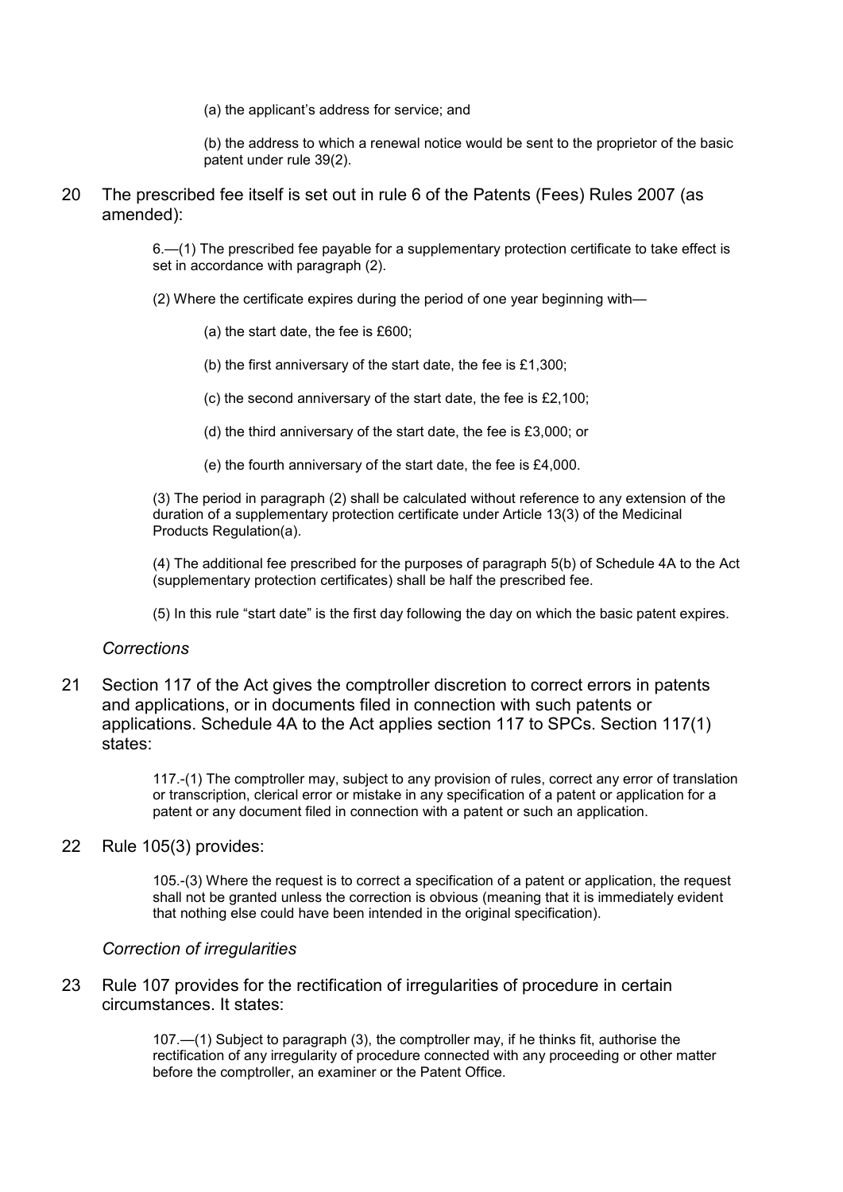(a) the applicant's address for service; and

(b) the address to which a renewal notice would be sent to the proprietor of the basic patent under rule 39(2).

20 The prescribed fee itself is set out in rule 6 of the Patents (Fees) Rules 2007 (as amended):

> 6.—(1) The prescribed fee payable for a supplementary protection certificate to take effect is set in accordance with paragraph (2).
>
> (2) Where the certificate expires during the period of one year beginning with—
>
> (a) the start date, the fee is £600;
>
> (b) the first anniversary of the start date, the fee is £1,300;
>
> (c) the second anniversary of the start date, the fee is £2,100;
>
> (d) the third anniversary of the start date, the fee is £3,000; or
>
> (e) the fourth anniversary of the start date, the fee is £4,000.
>
> (3) The period in paragraph (2) shall be calculated without reference to any extension of the duration of a supplementary protection certificate under Article 13(3) of the Medicinal Products Regulation(a).
>
> (4) The additional fee prescribed for the purposes of paragraph 5(b) of Schedule 4A to the Act (supplementary protection certificates) shall be half the prescribed fee.
>
> (5) In this rule "start date" is the first day following the day on which the basic patent expires.

### *Corrections*

21 Section 117 of the Act gives the comptroller discretion to correct errors in patents and applications, or in documents filed in connection with such patents or applications. Schedule 4A to the Act applies section 117 to SPCs. Section 117(1) states:

> 117.-(1) The comptroller may, subject to any provision of rules, correct any error of translation or transcription, clerical error or mistake in any specification of a patent or application for a patent or any document filed in connection with a patent or such an application.

22 Rule 105(3) provides:

> 105.-(3) Where the request is to correct a specification of a patent or application, the request shall not be granted unless the correction is obvious (meaning that it is immediately evident that nothing else could have been intended in the original specification).

### *Correction of irregularities*

23 Rule 107 provides for the rectification of irregularities of procedure in certain circumstances. It states:

> 107.—(1) Subject to paragraph (3), the comptroller may, if he thinks fit, authorise the rectification of any irregularity of procedure connected with any proceeding or other matter before the comptroller, an examiner or the Patent Office.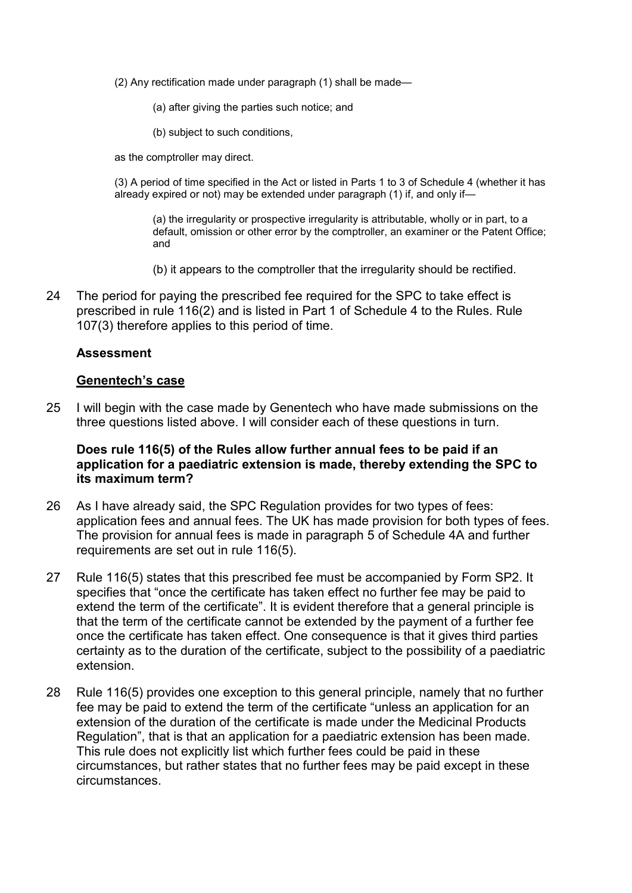(2) Any rectification made under paragraph (1) shall be made—

(a) after giving the parties such notice; and

(b) subject to such conditions,

as the comptroller may direct.

(3) A period of time specified in the Act or listed in Parts 1 to 3 of Schedule 4 (whether it has already expired or not) may be extended under paragraph (1) if, and only if—

(a) the irregularity or prospective irregularity is attributable, wholly or in part, to a default, omission or other error by the comptroller, an examiner or the Patent Office; and

(b) it appears to the comptroller that the irregularity should be rectified.

24 The period for paying the prescribed fee required for the SPC to take effect is prescribed in rule 116(2) and is listed in Part 1 of Schedule 4 to the Rules. Rule 107(3) therefore applies to this period of time.

**Assessment**

**Genentech's case**

25 I will begin with the case made by Genentech who have made submissions on the three questions listed above. I will consider each of these questions in turn.

**Does rule 116(5) of the Rules allow further annual fees to be paid if an application for a paediatric extension is made, thereby extending the SPC to its maximum term?**

26 As I have already said, the SPC Regulation provides for two types of fees: application fees and annual fees. The UK has made provision for both types of fees. The provision for annual fees is made in paragraph 5 of Schedule 4A and further requirements are set out in rule 116(5).

27 Rule 116(5) states that this prescribed fee must be accompanied by Form SP2. It specifies that "once the certificate has taken effect no further fee may be paid to extend the term of the certificate". It is evident therefore that a general principle is that the term of the certificate cannot be extended by the payment of a further fee once the certificate has taken effect. One consequence is that it gives third parties certainty as to the duration of the certificate, subject to the possibility of a paediatric extension.

28 Rule 116(5) provides one exception to this general principle, namely that no further fee may be paid to extend the term of the certificate "unless an application for an extension of the duration of the certificate is made under the Medicinal Products Regulation", that is that an application for a paediatric extension has been made. This rule does not explicitly list which further fees could be paid in these circumstances, but rather states that no further fees may be paid except in these circumstances.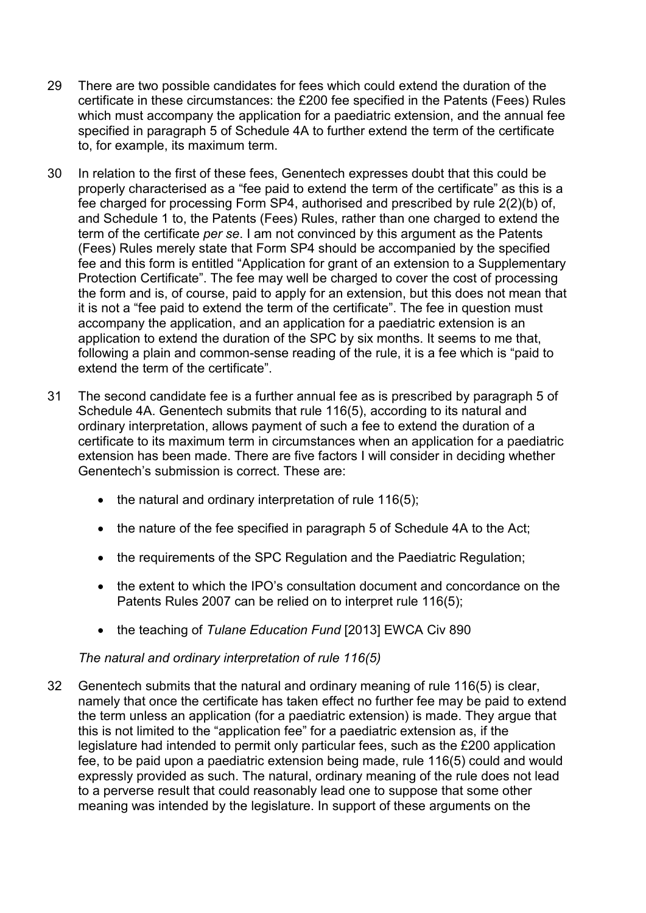29 There are two possible candidates for fees which could extend the duration of the certificate in these circumstances: the £200 fee specified in the Patents (Fees) Rules which must accompany the application for a paediatric extension, and the annual fee specified in paragraph 5 of Schedule 4A to further extend the term of the certificate to, for example, its maximum term.

30 In relation to the first of these fees, Genentech expresses doubt that this could be properly characterised as a "fee paid to extend the term of the certificate" as this is a fee charged for processing Form SP4, authorised and prescribed by rule 2(2)(b) of, and Schedule 1 to, the Patents (Fees) Rules, rather than one charged to extend the term of the certificate *per se*. I am not convinced by this argument as the Patents (Fees) Rules merely state that Form SP4 should be accompanied by the specified fee and this form is entitled "Application for grant of an extension to a Supplementary Protection Certificate". The fee may well be charged to cover the cost of processing the form and is, of course, paid to apply for an extension, but this does not mean that it is not a "fee paid to extend the term of the certificate". The fee in question must accompany the application, and an application for a paediatric extension is an application to extend the duration of the SPC by six months. It seems to me that, following a plain and common-sense reading of the rule, it is a fee which is "paid to extend the term of the certificate".

31 The second candidate fee is a further annual fee as is prescribed by paragraph 5 of Schedule 4A. Genentech submits that rule 116(5), according to its natural and ordinary interpretation, allows payment of such a fee to extend the duration of a certificate to its maximum term in circumstances when an application for a paediatric extension has been made. There are five factors I will consider in deciding whether Genentech's submission is correct. These are:

- the natural and ordinary interpretation of rule 116(5);
- the nature of the fee specified in paragraph 5 of Schedule 4A to the Act;
- the requirements of the SPC Regulation and the Paediatric Regulation;
- the extent to which the IPO's consultation document and concordance on the Patents Rules 2007 can be relied on to interpret rule 116(5);
- the teaching of *Tulane Education Fund* [2013] EWCA Civ 890

*The natural and ordinary interpretation of rule 116(5)*

32 Genentech submits that the natural and ordinary meaning of rule 116(5) is clear, namely that once the certificate has taken effect no further fee may be paid to extend the term unless an application (for a paediatric extension) is made. They argue that this is not limited to the "application fee" for a paediatric extension as, if the legislature had intended to permit only particular fees, such as the £200 application fee, to be paid upon a paediatric extension being made, rule 116(5) could and would expressly provided as such. The natural, ordinary meaning of the rule does not lead to a perverse result that could reasonably lead one to suppose that some other meaning was intended by the legislature. In support of these arguments on the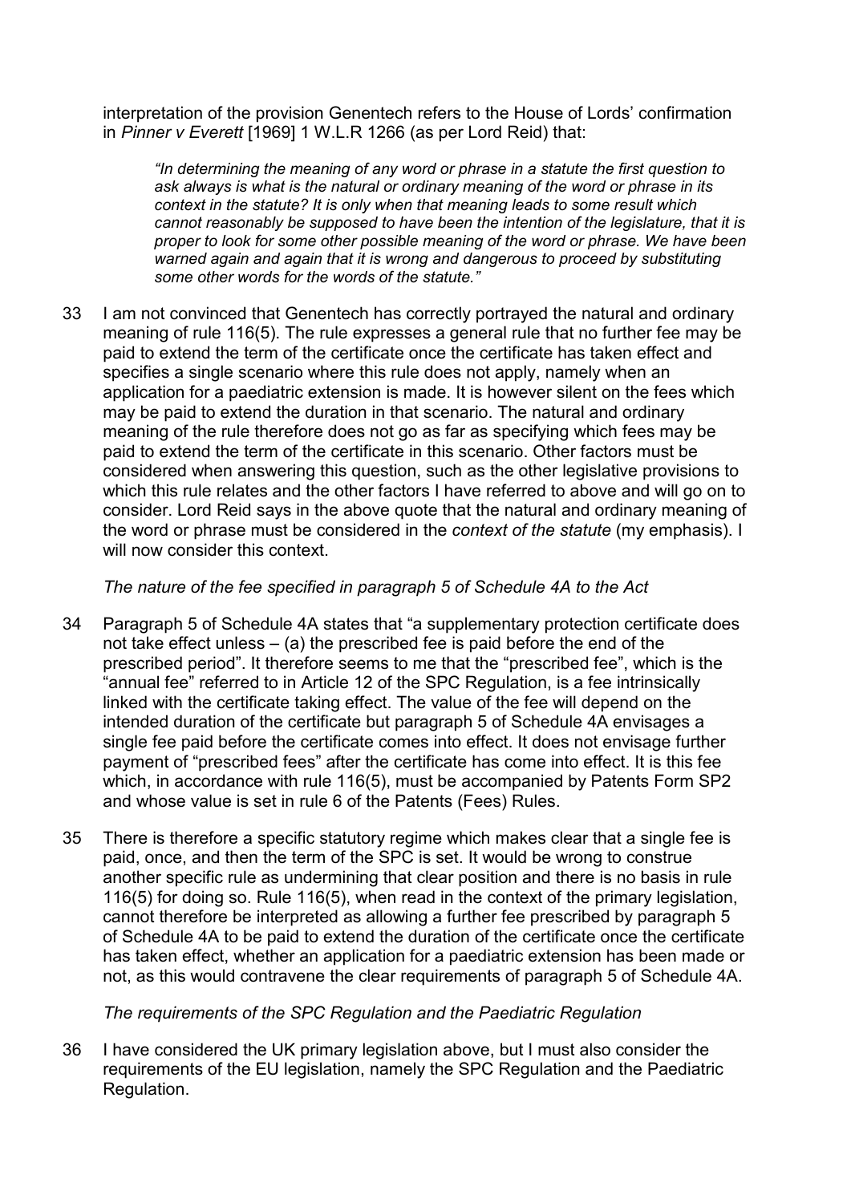interpretation of the provision Genentech refers to the House of Lords' confirmation in *Pinner v Everett* [1969] 1 W.L.R 1266 (as per Lord Reid) that:

> *"In determining the meaning of any word or phrase in a statute the first question to ask always is what is the natural or ordinary meaning of the word or phrase in its context in the statute? It is only when that meaning leads to some result which cannot reasonably be supposed to have been the intention of the legislature, that it is proper to look for some other possible meaning of the word or phrase. We have been warned again and again that it is wrong and dangerous to proceed by substituting some other words for the words of the statute."*

33 I am not convinced that Genentech has correctly portrayed the natural and ordinary meaning of rule 116(5). The rule expresses a general rule that no further fee may be paid to extend the term of the certificate once the certificate has taken effect and specifies a single scenario where this rule does not apply, namely when an application for a paediatric extension is made. It is however silent on the fees which may be paid to extend the duration in that scenario. The natural and ordinary meaning of the rule therefore does not go as far as specifying which fees may be paid to extend the term of the certificate in this scenario. Other factors must be considered when answering this question, such as the other legislative provisions to which this rule relates and the other factors I have referred to above and will go on to consider. Lord Reid says in the above quote that the natural and ordinary meaning of the word or phrase must be considered in the *context of the statute* (my emphasis). I will now consider this context.

*The nature of the fee specified in paragraph 5 of Schedule 4A to the Act*

34 Paragraph 5 of Schedule 4A states that "a supplementary protection certificate does not take effect unless – (a) the prescribed fee is paid before the end of the prescribed period". It therefore seems to me that the "prescribed fee", which is the "annual fee" referred to in Article 12 of the SPC Regulation, is a fee intrinsically linked with the certificate taking effect. The value of the fee will depend on the intended duration of the certificate but paragraph 5 of Schedule 4A envisages a single fee paid before the certificate comes into effect. It does not envisage further payment of "prescribed fees" after the certificate has come into effect. It is this fee which, in accordance with rule 116(5), must be accompanied by Patents Form SP2 and whose value is set in rule 6 of the Patents (Fees) Rules.

35 There is therefore a specific statutory regime which makes clear that a single fee is paid, once, and then the term of the SPC is set. It would be wrong to construe another specific rule as undermining that clear position and there is no basis in rule 116(5) for doing so. Rule 116(5), when read in the context of the primary legislation, cannot therefore be interpreted as allowing a further fee prescribed by paragraph 5 of Schedule 4A to be paid to extend the duration of the certificate once the certificate has taken effect, whether an application for a paediatric extension has been made or not, as this would contravene the clear requirements of paragraph 5 of Schedule 4A.

*The requirements of the SPC Regulation and the Paediatric Regulation*

36 I have considered the UK primary legislation above, but I must also consider the requirements of the EU legislation, namely the SPC Regulation and the Paediatric Regulation.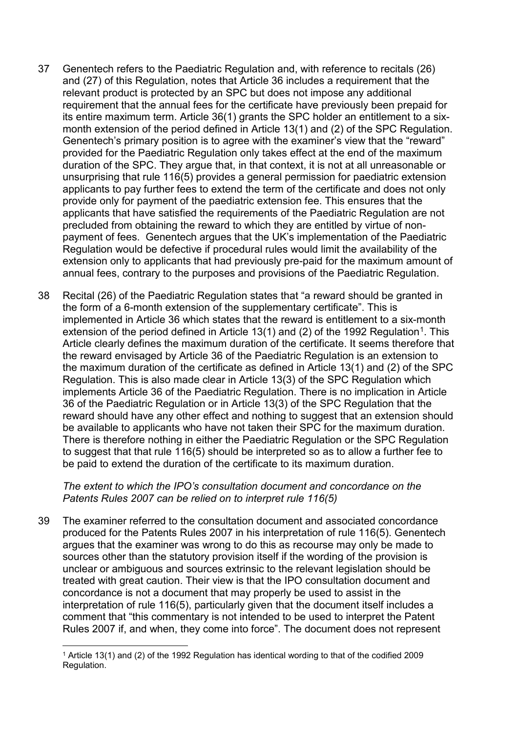37 Genentech refers to the Paediatric Regulation and, with reference to recitals (26) and (27) of this Regulation, notes that Article 36 includes a requirement that the relevant product is protected by an SPC but does not impose any additional requirement that the annual fees for the certificate have previously been prepaid for its entire maximum term. Article 36(1) grants the SPC holder an entitlement to a six-month extension of the period defined in Article 13(1) and (2) of the SPC Regulation. Genentech's primary position is to agree with the examiner's view that the "reward" provided for the Paediatric Regulation only takes effect at the end of the maximum duration of the SPC. They argue that, in that context, it is not at all unreasonable or unsurprising that rule 116(5) provides a general permission for paediatric extension applicants to pay further fees to extend the term of the certificate and does not only provide only for payment of the paediatric extension fee. This ensures that the applicants that have satisfied the requirements of the Paediatric Regulation are not precluded from obtaining the reward to which they are entitled by virtue of non-payment of fees. Genentech argues that the UK's implementation of the Paediatric Regulation would be defective if procedural rules would limit the availability of the extension only to applicants that had previously pre-paid for the maximum amount of annual fees, contrary to the purposes and provisions of the Paediatric Regulation.

38 Recital (26) of the Paediatric Regulation states that "a reward should be granted in the form of a 6-month extension of the supplementary certificate". This is implemented in Article 36 which states that the reward is entitlement to a six-month extension of the period defined in Article 13(1) and (2) of the 1992 Regulation[1]. This Article clearly defines the maximum duration of the certificate. It seems therefore that the reward envisaged by Article 36 of the Paediatric Regulation is an extension to the maximum duration of the certificate as defined in Article 13(1) and (2) of the SPC Regulation. This is also made clear in Article 13(3) of the SPC Regulation which implements Article 36 of the Paediatric Regulation. There is no implication in Article 36 of the Paediatric Regulation or in Article 13(3) of the SPC Regulation that the reward should have any other effect and nothing to suggest that an extension should be available to applicants who have not taken their SPC for the maximum duration. There is therefore nothing in either the Paediatric Regulation or the SPC Regulation to suggest that that rule 116(5) should be interpreted so as to allow a further fee to be paid to extend the duration of the certificate to its maximum duration.

*The extent to which the IPO's consultation document and concordance on the Patents Rules 2007 can be relied on to interpret rule 116(5)*

39 The examiner referred to the consultation document and associated concordance produced for the Patents Rules 2007 in his interpretation of rule 116(5). Genentech argues that the examiner was wrong to do this as recourse may only be made to sources other than the statutory provision itself if the wording of the provision is unclear or ambiguous and sources extrinsic to the relevant legislation should be treated with great caution. Their view is that the IPO consultation document and concordance is not a document that may properly be used to assist in the interpretation of rule 116(5), particularly given that the document itself includes a comment that "this commentary is not intended to be used to interpret the Patent Rules 2007 if, and when, they come into force". The document does not represent

[1] Article 13(1) and (2) of the 1992 Regulation has identical wording to that of the codified 2009 Regulation.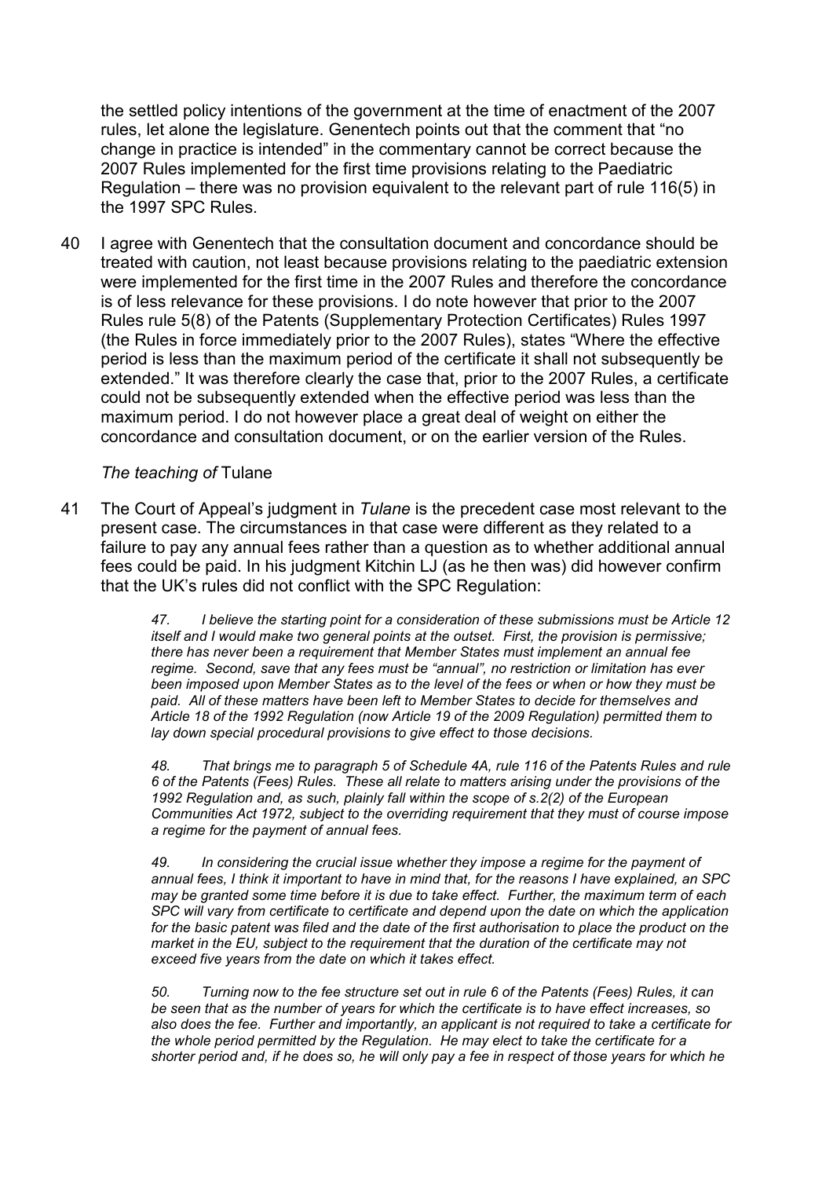the settled policy intentions of the government at the time of enactment of the 2007 rules, let alone the legislature. Genentech points out that the comment that "no change in practice is intended" in the commentary cannot be correct because the 2007 Rules implemented for the first time provisions relating to the Paediatric Regulation – there was no provision equivalent to the relevant part of rule 116(5) in the 1997 SPC Rules.

40 I agree with Genentech that the consultation document and concordance should be treated with caution, not least because provisions relating to the paediatric extension were implemented for the first time in the 2007 Rules and therefore the concordance is of less relevance for these provisions. I do note however that prior to the 2007 Rules rule 5(8) of the Patents (Supplementary Protection Certificates) Rules 1997 (the Rules in force immediately prior to the 2007 Rules), states "Where the effective period is less than the maximum period of the certificate it shall not subsequently be extended." It was therefore clearly the case that, prior to the 2007 Rules, a certificate could not be subsequently extended when the effective period was less than the maximum period. I do not however place a great deal of weight on either the concordance and consultation document, or on the earlier version of the Rules.

*The teaching of* Tulane

41 The Court of Appeal's judgment in *Tulane* is the precedent case most relevant to the present case. The circumstances in that case were different as they related to a failure to pay any annual fees rather than a question as to whether additional annual fees could be paid. In his judgment Kitchin LJ (as he then was) did however confirm that the UK's rules did not conflict with the SPC Regulation:

> *47. I believe the starting point for a consideration of these submissions must be Article 12 itself and I would make two general points at the outset. First, the provision is permissive; there has never been a requirement that Member States must implement an annual fee regime. Second, save that any fees must be "annual", no restriction or limitation has ever been imposed upon Member States as to the level of the fees or when or how they must be paid. All of these matters have been left to Member States to decide for themselves and Article 18 of the 1992 Regulation (now Article 19 of the 2009 Regulation) permitted them to lay down special procedural provisions to give effect to those decisions.*
>
> *48. That brings me to paragraph 5 of Schedule 4A, rule 116 of the Patents Rules and rule 6 of the Patents (Fees) Rules. These all relate to matters arising under the provisions of the 1992 Regulation and, as such, plainly fall within the scope of s.2(2) of the European Communities Act 1972, subject to the overriding requirement that they must of course impose a regime for the payment of annual fees.*
>
> *49. In considering the crucial issue whether they impose a regime for the payment of annual fees, I think it important to have in mind that, for the reasons I have explained, an SPC may be granted some time before it is due to take effect. Further, the maximum term of each SPC will vary from certificate to certificate and depend upon the date on which the application for the basic patent was filed and the date of the first authorisation to place the product on the market in the EU, subject to the requirement that the duration of the certificate may not exceed five years from the date on which it takes effect.*
>
> *50. Turning now to the fee structure set out in rule 6 of the Patents (Fees) Rules, it can be seen that as the number of years for which the certificate is to have effect increases, so also does the fee. Further and importantly, an applicant is not required to take a certificate for the whole period permitted by the Regulation. He may elect to take the certificate for a shorter period and, if he does so, he will only pay a fee in respect of those years for which he*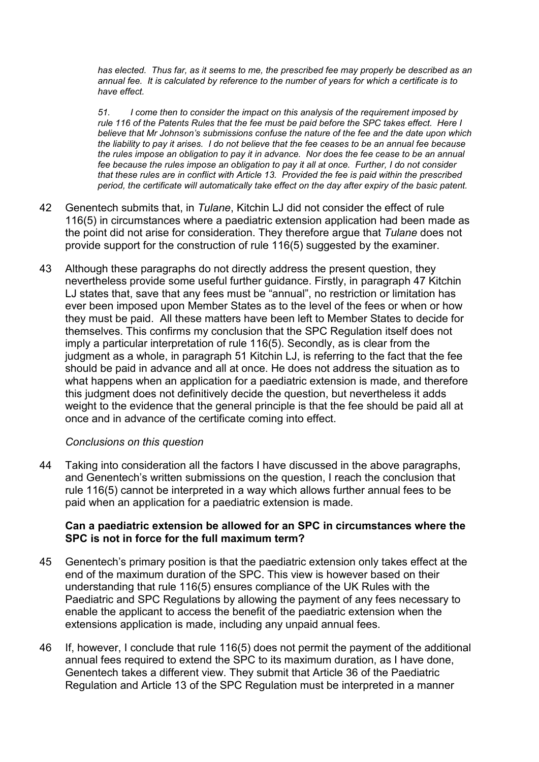*has elected. Thus far, as it seems to me, the prescribed fee may properly be described as an annual fee. It is calculated by reference to the number of years for which a certificate is to have effect.*

*51. I come then to consider the impact on this analysis of the requirement imposed by rule 116 of the Patents Rules that the fee must be paid before the SPC takes effect. Here I believe that Mr Johnson's submissions confuse the nature of the fee and the date upon which the liability to pay it arises. I do not believe that the fee ceases to be an annual fee because the rules impose an obligation to pay it in advance. Nor does the fee cease to be an annual fee because the rules impose an obligation to pay it all at once. Further, I do not consider that these rules are in conflict with Article 13. Provided the fee is paid within the prescribed period, the certificate will automatically take effect on the day after expiry of the basic patent.*

42 Genentech submits that, in *Tulane*, Kitchin LJ did not consider the effect of rule 116(5) in circumstances where a paediatric extension application had been made as the point did not arise for consideration. They therefore argue that *Tulane* does not provide support for the construction of rule 116(5) suggested by the examiner.

43 Although these paragraphs do not directly address the present question, they nevertheless provide some useful further guidance. Firstly, in paragraph 47 Kitchin LJ states that, save that any fees must be "annual", no restriction or limitation has ever been imposed upon Member States as to the level of the fees or when or how they must be paid. All these matters have been left to Member States to decide for themselves. This confirms my conclusion that the SPC Regulation itself does not imply a particular interpretation of rule 116(5). Secondly, as is clear from the judgment as a whole, in paragraph 51 Kitchin LJ, is referring to the fact that the fee should be paid in advance and all at once. He does not address the situation as to what happens when an application for a paediatric extension is made, and therefore this judgment does not definitively decide the question, but nevertheless it adds weight to the evidence that the general principle is that the fee should be paid all at once and in advance of the certificate coming into effect.

*Conclusions on this question*

44 Taking into consideration all the factors I have discussed in the above paragraphs, and Genentech's written submissions on the question, I reach the conclusion that rule 116(5) cannot be interpreted in a way which allows further annual fees to be paid when an application for a paediatric extension is made.

**Can a paediatric extension be allowed for an SPC in circumstances where the SPC is not in force for the full maximum term?**

45 Genentech's primary position is that the paediatric extension only takes effect at the end of the maximum duration of the SPC. This view is however based on their understanding that rule 116(5) ensures compliance of the UK Rules with the Paediatric and SPC Regulations by allowing the payment of any fees necessary to enable the applicant to access the benefit of the paediatric extension when the extensions application is made, including any unpaid annual fees.

46 If, however, I conclude that rule 116(5) does not permit the payment of the additional annual fees required to extend the SPC to its maximum duration, as I have done, Genentech takes a different view. They submit that Article 36 of the Paediatric Regulation and Article 13 of the SPC Regulation must be interpreted in a manner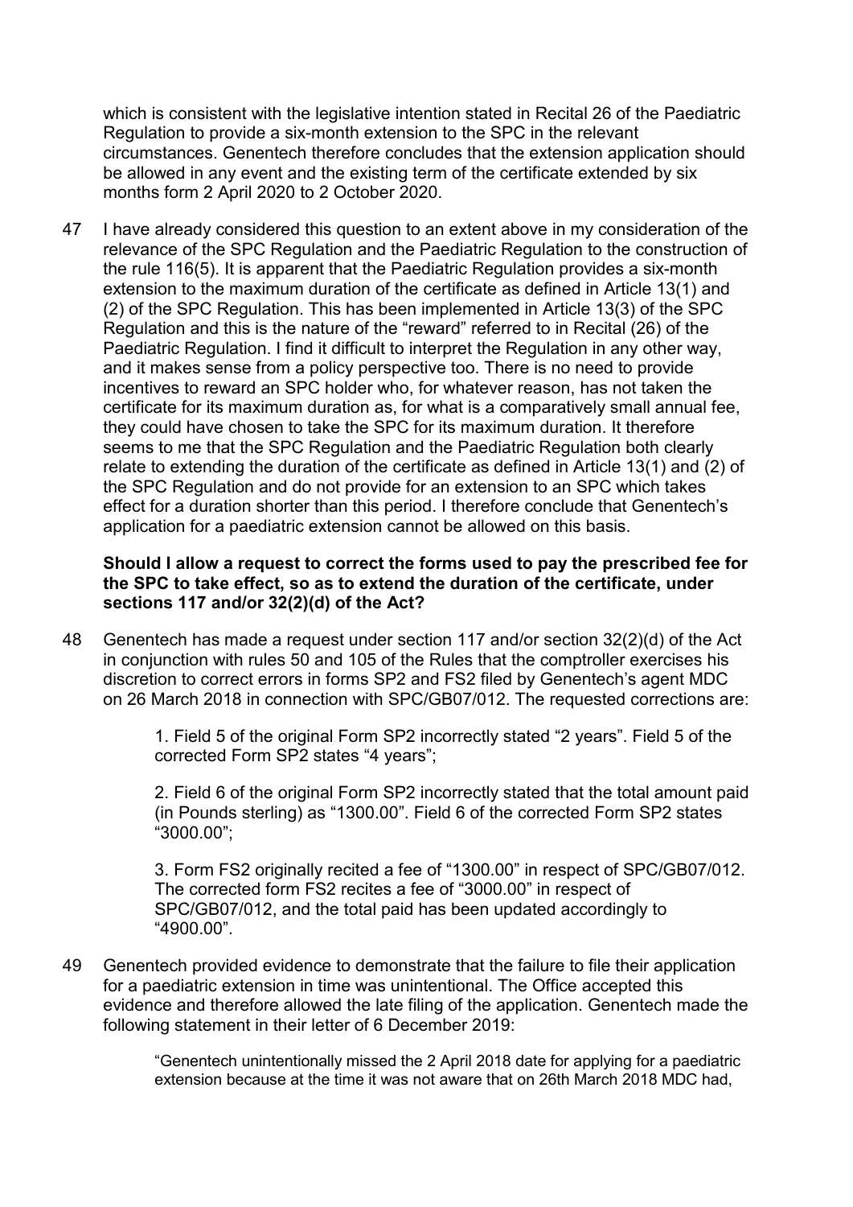which is consistent with the legislative intention stated in Recital 26 of the Paediatric Regulation to provide a six-month extension to the SPC in the relevant circumstances. Genentech therefore concludes that the extension application should be allowed in any event and the existing term of the certificate extended by six months form 2 April 2020 to 2 October 2020.

47 I have already considered this question to an extent above in my consideration of the relevance of the SPC Regulation and the Paediatric Regulation to the construction of the rule 116(5). It is apparent that the Paediatric Regulation provides a six-month extension to the maximum duration of the certificate as defined in Article 13(1) and (2) of the SPC Regulation. This has been implemented in Article 13(3) of the SPC Regulation and this is the nature of the "reward" referred to in Recital (26) of the Paediatric Regulation. I find it difficult to interpret the Regulation in any other way, and it makes sense from a policy perspective too. There is no need to provide incentives to reward an SPC holder who, for whatever reason, has not taken the certificate for its maximum duration as, for what is a comparatively small annual fee, they could have chosen to take the SPC for its maximum duration. It therefore seems to me that the SPC Regulation and the Paediatric Regulation both clearly relate to extending the duration of the certificate as defined in Article 13(1) and (2) of the SPC Regulation and do not provide for an extension to an SPC which takes effect for a duration shorter than this period. I therefore conclude that Genentech's application for a paediatric extension cannot be allowed on this basis.

**Should I allow a request to correct the forms used to pay the prescribed fee for the SPC to take effect, so as to extend the duration of the certificate, under sections 117 and/or 32(2)(d) of the Act?**

48 Genentech has made a request under section 117 and/or section 32(2)(d) of the Act in conjunction with rules 50 and 105 of the Rules that the comptroller exercises his discretion to correct errors in forms SP2 and FS2 filed by Genentech's agent MDC on 26 March 2018 in connection with SPC/GB07/012. The requested corrections are:

> 1. Field 5 of the original Form SP2 incorrectly stated "2 years". Field 5 of the corrected Form SP2 states "4 years";
>
> 2. Field 6 of the original Form SP2 incorrectly stated that the total amount paid (in Pounds sterling) as "1300.00". Field 6 of the corrected Form SP2 states "3000.00";
>
> 3. Form FS2 originally recited a fee of "1300.00" in respect of SPC/GB07/012. The corrected form FS2 recites a fee of "3000.00" in respect of SPC/GB07/012, and the total paid has been updated accordingly to "4900.00".

49 Genentech provided evidence to demonstrate that the failure to file their application for a paediatric extension in time was unintentional. The Office accepted this evidence and therefore allowed the late filing of the application. Genentech made the following statement in their letter of 6 December 2019:

> "Genentech unintentionally missed the 2 April 2018 date for applying for a paediatric extension because at the time it was not aware that on 26th March 2018 MDC had,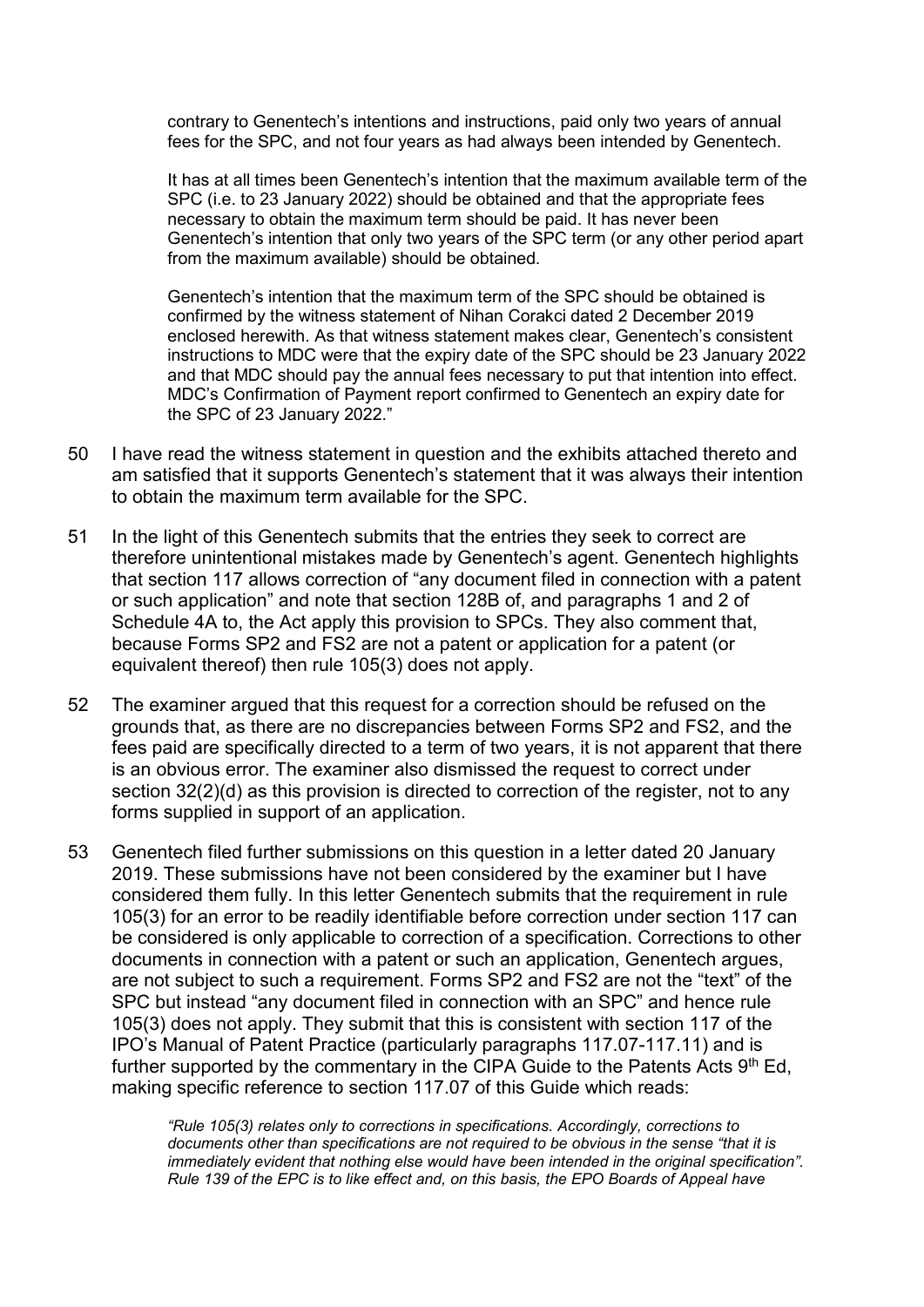> contrary to Genentech's intentions and instructions, paid only two years of annual fees for the SPC, and not four years as had always been intended by Genentech.
>
> It has at all times been Genentech's intention that the maximum available term of the SPC (i.e. to 23 January 2022) should be obtained and that the appropriate fees necessary to obtain the maximum term should be paid. It has never been Genentech's intention that only two years of the SPC term (or any other period apart from the maximum available) should be obtained.
>
> Genentech's intention that the maximum term of the SPC should be obtained is confirmed by the witness statement of Nihan Corakci dated 2 December 2019 enclosed herewith. As that witness statement makes clear, Genentech's consistent instructions to MDC were that the expiry date of the SPC should be 23 January 2022 and that MDC should pay the annual fees necessary to put that intention into effect. MDC's Confirmation of Payment report confirmed to Genentech an expiry date for the SPC of 23 January 2022."

50 I have read the witness statement in question and the exhibits attached thereto and am satisfied that it supports Genentech's statement that it was always their intention to obtain the maximum term available for the SPC.

51 In the light of this Genentech submits that the entries they seek to correct are therefore unintentional mistakes made by Genentech's agent. Genentech highlights that section 117 allows correction of "any document filed in connection with a patent or such application" and note that section 128B of, and paragraphs 1 and 2 of Schedule 4A to, the Act apply this provision to SPCs. They also comment that, because Forms SP2 and FS2 are not a patent or application for a patent (or equivalent thereof) then rule 105(3) does not apply.

52 The examiner argued that this request for a correction should be refused on the grounds that, as there are no discrepancies between Forms SP2 and FS2, and the fees paid are specifically directed to a term of two years, it is not apparent that there is an obvious error. The examiner also dismissed the request to correct under section 32(2)(d) as this provision is directed to correction of the register, not to any forms supplied in support of an application.

53 Genentech filed further submissions on this question in a letter dated 20 January 2019. These submissions have not been considered by the examiner but I have considered them fully. In this letter Genentech submits that the requirement in rule 105(3) for an error to be readily identifiable before correction under section 117 can be considered is only applicable to correction of a specification. Corrections to other documents in connection with a patent or such an application, Genentech argues, are not subject to such a requirement. Forms SP2 and FS2 are not the "text" of the SPC but instead "any document filed in connection with an SPC" and hence rule 105(3) does not apply. They submit that this is consistent with section 117 of the IPO's Manual of Patent Practice (particularly paragraphs 117.07-117.11) and is further supported by the commentary in the CIPA Guide to the Patents Acts 9th Ed, making specific reference to section 117.07 of this Guide which reads:

> *"Rule 105(3) relates only to corrections in specifications. Accordingly, corrections to documents other than specifications are not required to be obvious in the sense "that it is immediately evident that nothing else would have been intended in the original specification". Rule 139 of the EPC is to like effect and, on this basis, the EPO Boards of Appeal have*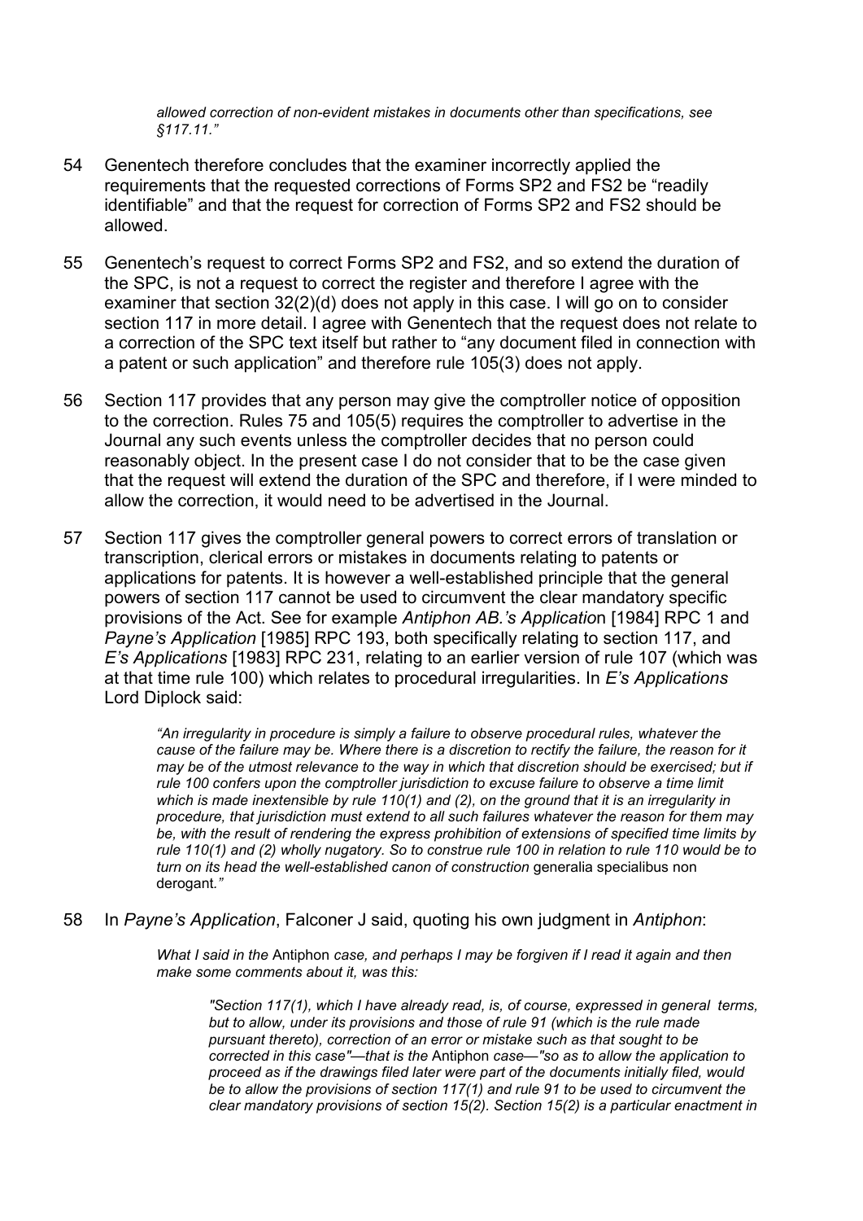*allowed correction of non-evident mistakes in documents other than specifications, see §117.11."*

54 Genentech therefore concludes that the examiner incorrectly applied the requirements that the requested corrections of Forms SP2 and FS2 be "readily identifiable" and that the request for correction of Forms SP2 and FS2 should be allowed.

55 Genentech's request to correct Forms SP2 and FS2, and so extend the duration of the SPC, is not a request to correct the register and therefore I agree with the examiner that section 32(2)(d) does not apply in this case. I will go on to consider section 117 in more detail. I agree with Genentech that the request does not relate to a correction of the SPC text itself but rather to "any document filed in connection with a patent or such application" and therefore rule 105(3) does not apply.

56 Section 117 provides that any person may give the comptroller notice of opposition to the correction. Rules 75 and 105(5) requires the comptroller to advertise in the Journal any such events unless the comptroller decides that no person could reasonably object. In the present case I do not consider that to be the case given that the request will extend the duration of the SPC and therefore, if I were minded to allow the correction, it would need to be advertised in the Journal.

57 Section 117 gives the comptroller general powers to correct errors of translation or transcription, clerical errors or mistakes in documents relating to patents or applications for patents. It is however a well-established principle that the general powers of section 117 cannot be used to circumvent the clear mandatory specific provisions of the Act. See for example *Antiphon AB.'s Application* [1984] RPC 1 and *Payne's Application* [1985] RPC 193, both specifically relating to section 117, and *E's Applications* [1983] RPC 231, relating to an earlier version of rule 107 (which was at that time rule 100) which relates to procedural irregularities. In *E's Applications* Lord Diplock said:

> *"An irregularity in procedure is simply a failure to observe procedural rules, whatever the cause of the failure may be. Where there is a discretion to rectify the failure, the reason for it may be of the utmost relevance to the way in which that discretion should be exercised; but if rule 100 confers upon the comptroller jurisdiction to excuse failure to observe a time limit which is made inextensible by rule 110(1) and (2), on the ground that it is an irregularity in procedure, that jurisdiction must extend to all such failures whatever the reason for them may be, with the result of rendering the express prohibition of extensions of specified time limits by rule 110(1) and (2) wholly nugatory. So to construe rule 100 in relation to rule 110 would be to turn on its head the well-established canon of construction* generalia specialibus non derogant*."*

58 In *Payne's Application*, Falconer J said, quoting his own judgment in *Antiphon*:

> *What I said in the* Antiphon *case, and perhaps I may be forgiven if I read it again and then make some comments about it, was this:*
>
> > *"Section 117(1), which I have already read, is, of course, expressed in general terms, but to allow, under its provisions and those of rule 91 (which is the rule made pursuant thereto), correction of an error or mistake such as that sought to be corrected in this case"—that is the* Antiphon *case—"so as to allow the application to proceed as if the drawings filed later were part of the documents initially filed, would be to allow the provisions of section 117(1) and rule 91 to be used to circumvent the clear mandatory provisions of section 15(2). Section 15(2) is a particular enactment in*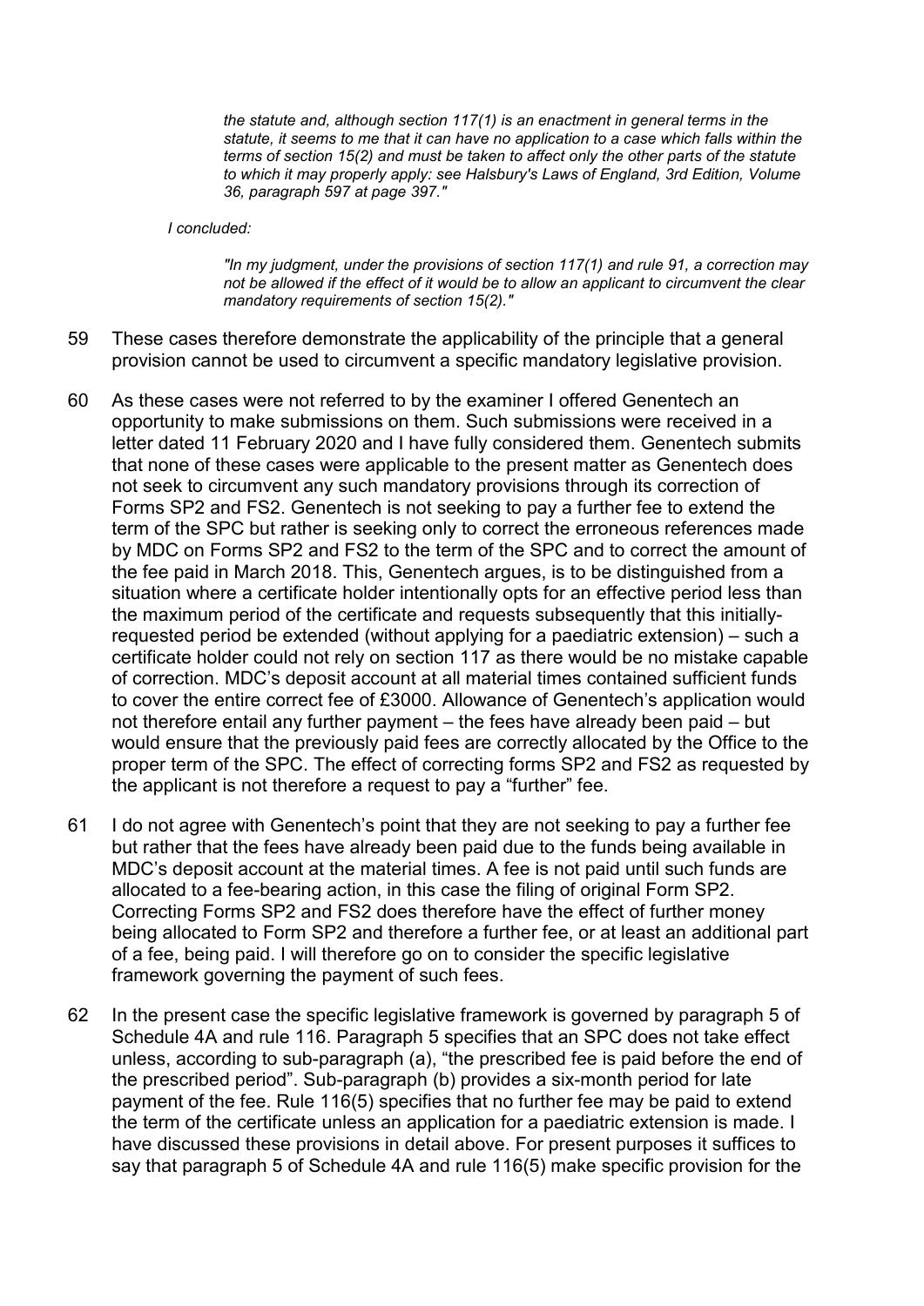*the statute and, although section 117(1) is an enactment in general terms in the statute, it seems to me that it can have no application to a case which falls within the terms of section 15(2) and must be taken to affect only the other parts of the statute to which it may properly apply: see Halsbury's Laws of England, 3rd Edition, Volume 36, paragraph 597 at page 397."*

*I concluded:*

> *"In my judgment, under the provisions of section 117(1) and rule 91, a correction may not be allowed if the effect of it would be to allow an applicant to circumvent the clear mandatory requirements of section 15(2)."*

59 These cases therefore demonstrate the applicability of the principle that a general provision cannot be used to circumvent a specific mandatory legislative provision.

60 As these cases were not referred to by the examiner I offered Genentech an opportunity to make submissions on them. Such submissions were received in a letter dated 11 February 2020 and I have fully considered them. Genentech submits that none of these cases were applicable to the present matter as Genentech does not seek to circumvent any such mandatory provisions through its correction of Forms SP2 and FS2. Genentech is not seeking to pay a further fee to extend the term of the SPC but rather is seeking only to correct the erroneous references made by MDC on Forms SP2 and FS2 to the term of the SPC and to correct the amount of the fee paid in March 2018. This, Genentech argues, is to be distinguished from a situation where a certificate holder intentionally opts for an effective period less than the maximum period of the certificate and requests subsequently that this initially-requested period be extended (without applying for a paediatric extension) – such a certificate holder could not rely on section 117 as there would be no mistake capable of correction. MDC's deposit account at all material times contained sufficient funds to cover the entire correct fee of £3000. Allowance of Genentech's application would not therefore entail any further payment – the fees have already been paid – but would ensure that the previously paid fees are correctly allocated by the Office to the proper term of the SPC. The effect of correcting forms SP2 and FS2 as requested by the applicant is not therefore a request to pay a "further" fee.

61 I do not agree with Genentech's point that they are not seeking to pay a further fee but rather that the fees have already been paid due to the funds being available in MDC's deposit account at the material times. A fee is not paid until such funds are allocated to a fee-bearing action, in this case the filing of original Form SP2. Correcting Forms SP2 and FS2 does therefore have the effect of further money being allocated to Form SP2 and therefore a further fee, or at least an additional part of a fee, being paid. I will therefore go on to consider the specific legislative framework governing the payment of such fees.

62 In the present case the specific legislative framework is governed by paragraph 5 of Schedule 4A and rule 116. Paragraph 5 specifies that an SPC does not take effect unless, according to sub-paragraph (a), "the prescribed fee is paid before the end of the prescribed period". Sub-paragraph (b) provides a six-month period for late payment of the fee. Rule 116(5) specifies that no further fee may be paid to extend the term of the certificate unless an application for a paediatric extension is made. I have discussed these provisions in detail above. For present purposes it suffices to say that paragraph 5 of Schedule 4A and rule 116(5) make specific provision for the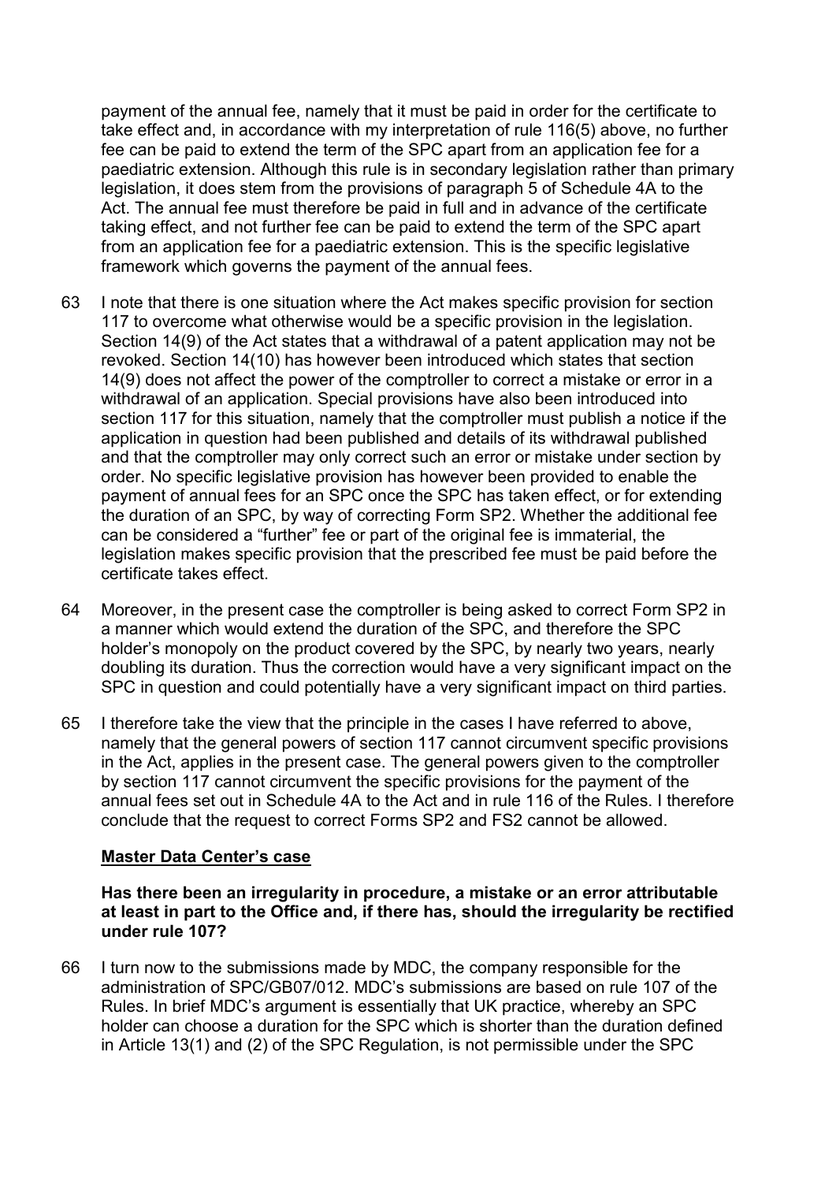payment of the annual fee, namely that it must be paid in order for the certificate to take effect and, in accordance with my interpretation of rule 116(5) above, no further fee can be paid to extend the term of the SPC apart from an application fee for a paediatric extension. Although this rule is in secondary legislation rather than primary legislation, it does stem from the provisions of paragraph 5 of Schedule 4A to the Act. The annual fee must therefore be paid in full and in advance of the certificate taking effect, and not further fee can be paid to extend the term of the SPC apart from an application fee for a paediatric extension. This is the specific legislative framework which governs the payment of the annual fees.

63 I note that there is one situation where the Act makes specific provision for section 117 to overcome what otherwise would be a specific provision in the legislation. Section 14(9) of the Act states that a withdrawal of a patent application may not be revoked. Section 14(10) has however been introduced which states that section 14(9) does not affect the power of the comptroller to correct a mistake or error in a withdrawal of an application. Special provisions have also been introduced into section 117 for this situation, namely that the comptroller must publish a notice if the application in question had been published and details of its withdrawal published and that the comptroller may only correct such an error or mistake under section by order. No specific legislative provision has however been provided to enable the payment of annual fees for an SPC once the SPC has taken effect, or for extending the duration of an SPC, by way of correcting Form SP2. Whether the additional fee can be considered a "further" fee or part of the original fee is immaterial, the legislation makes specific provision that the prescribed fee must be paid before the certificate takes effect.

64 Moreover, in the present case the comptroller is being asked to correct Form SP2 in a manner which would extend the duration of the SPC, and therefore the SPC holder's monopoly on the product covered by the SPC, by nearly two years, nearly doubling its duration. Thus the correction would have a very significant impact on the SPC in question and could potentially have a very significant impact on third parties.

65 I therefore take the view that the principle in the cases I have referred to above, namely that the general powers of section 117 cannot circumvent specific provisions in the Act, applies in the present case. The general powers given to the comptroller by section 117 cannot circumvent the specific provisions for the payment of the annual fees set out in Schedule 4A to the Act and in rule 116 of the Rules. I therefore conclude that the request to correct Forms SP2 and FS2 cannot be allowed.

## Master Data Center's case

### Has there been an irregularity in procedure, a mistake or an error attributable at least in part to the Office and, if there has, should the irregularity be rectified under rule 107?

66 I turn now to the submissions made by MDC, the company responsible for the administration of SPC/GB07/012. MDC's submissions are based on rule 107 of the Rules. In brief MDC's argument is essentially that UK practice, whereby an SPC holder can choose a duration for the SPC which is shorter than the duration defined in Article 13(1) and (2) of the SPC Regulation, is not permissible under the SPC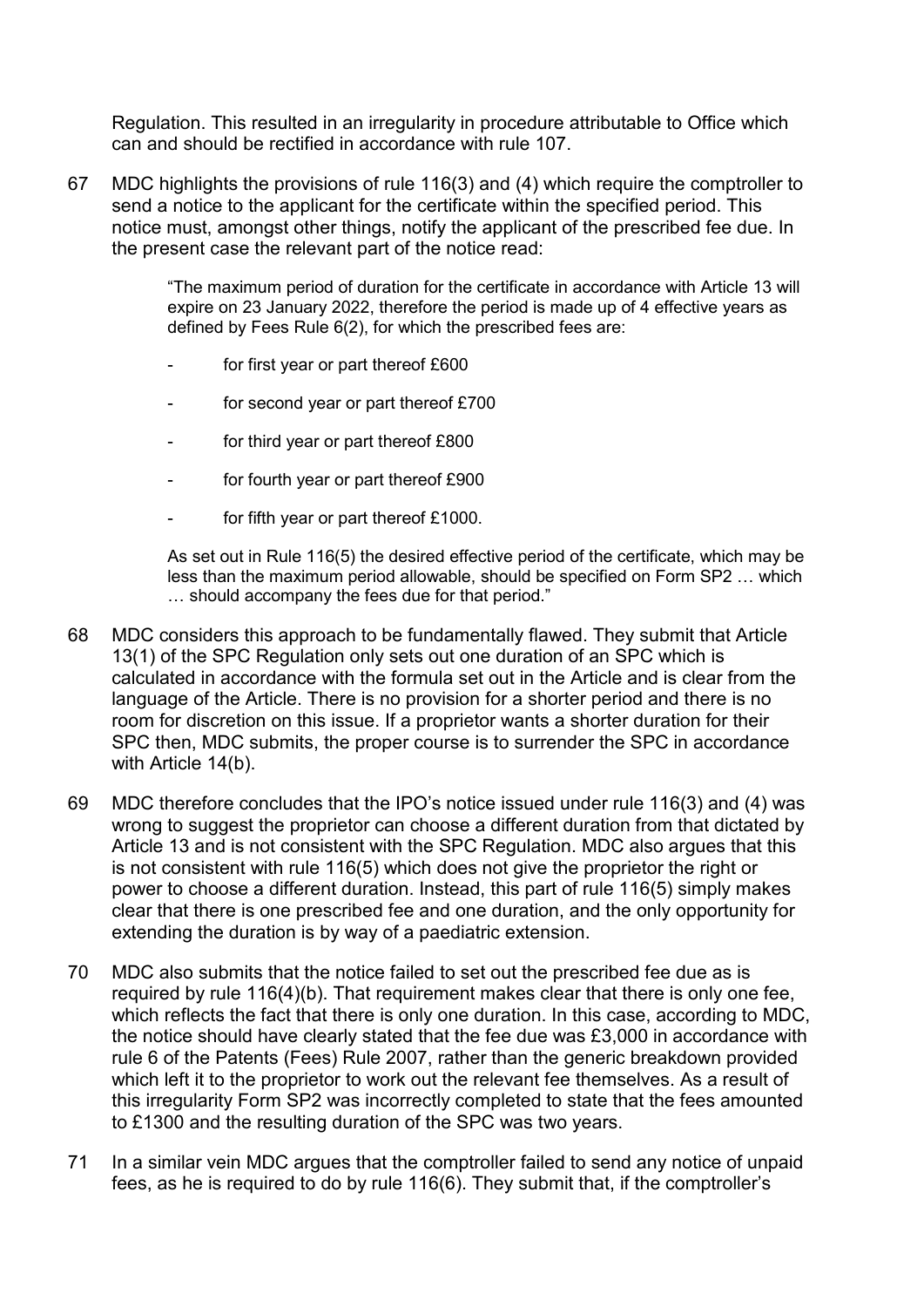Regulation. This resulted in an irregularity in procedure attributable to Office which can and should be rectified in accordance with rule 107.

67 MDC highlights the provisions of rule 116(3) and (4) which require the comptroller to send a notice to the applicant for the certificate within the specified period. This notice must, amongst other things, notify the applicant of the prescribed fee due. In the present case the relevant part of the notice read:

> "The maximum period of duration for the certificate in accordance with Article 13 will expire on 23 January 2022, therefore the period is made up of 4 effective years as defined by Fees Rule 6(2), for which the prescribed fees are:
>
> - for first year or part thereof £600
> - for second year or part thereof £700
> - for third year or part thereof £800
> - for fourth year or part thereof £900
> - for fifth year or part thereof £1000.
>
> As set out in Rule 116(5) the desired effective period of the certificate, which may be less than the maximum period allowable, should be specified on Form SP2 … which … should accompany the fees due for that period."

68 MDC considers this approach to be fundamentally flawed. They submit that Article 13(1) of the SPC Regulation only sets out one duration of an SPC which is calculated in accordance with the formula set out in the Article and is clear from the language of the Article. There is no provision for a shorter period and there is no room for discretion on this issue. If a proprietor wants a shorter duration for their SPC then, MDC submits, the proper course is to surrender the SPC in accordance with Article 14(b).

69 MDC therefore concludes that the IPO's notice issued under rule 116(3) and (4) was wrong to suggest the proprietor can choose a different duration from that dictated by Article 13 and is not consistent with the SPC Regulation. MDC also argues that this is not consistent with rule 116(5) which does not give the proprietor the right or power to choose a different duration. Instead, this part of rule 116(5) simply makes clear that there is one prescribed fee and one duration, and the only opportunity for extending the duration is by way of a paediatric extension.

70 MDC also submits that the notice failed to set out the prescribed fee due as is required by rule 116(4)(b). That requirement makes clear that there is only one fee, which reflects the fact that there is only one duration. In this case, according to MDC, the notice should have clearly stated that the fee due was £3,000 in accordance with rule 6 of the Patents (Fees) Rule 2007, rather than the generic breakdown provided which left it to the proprietor to work out the relevant fee themselves. As a result of this irregularity Form SP2 was incorrectly completed to state that the fees amounted to £1300 and the resulting duration of the SPC was two years.

71 In a similar vein MDC argues that the comptroller failed to send any notice of unpaid fees, as he is required to do by rule 116(6). They submit that, if the comptroller's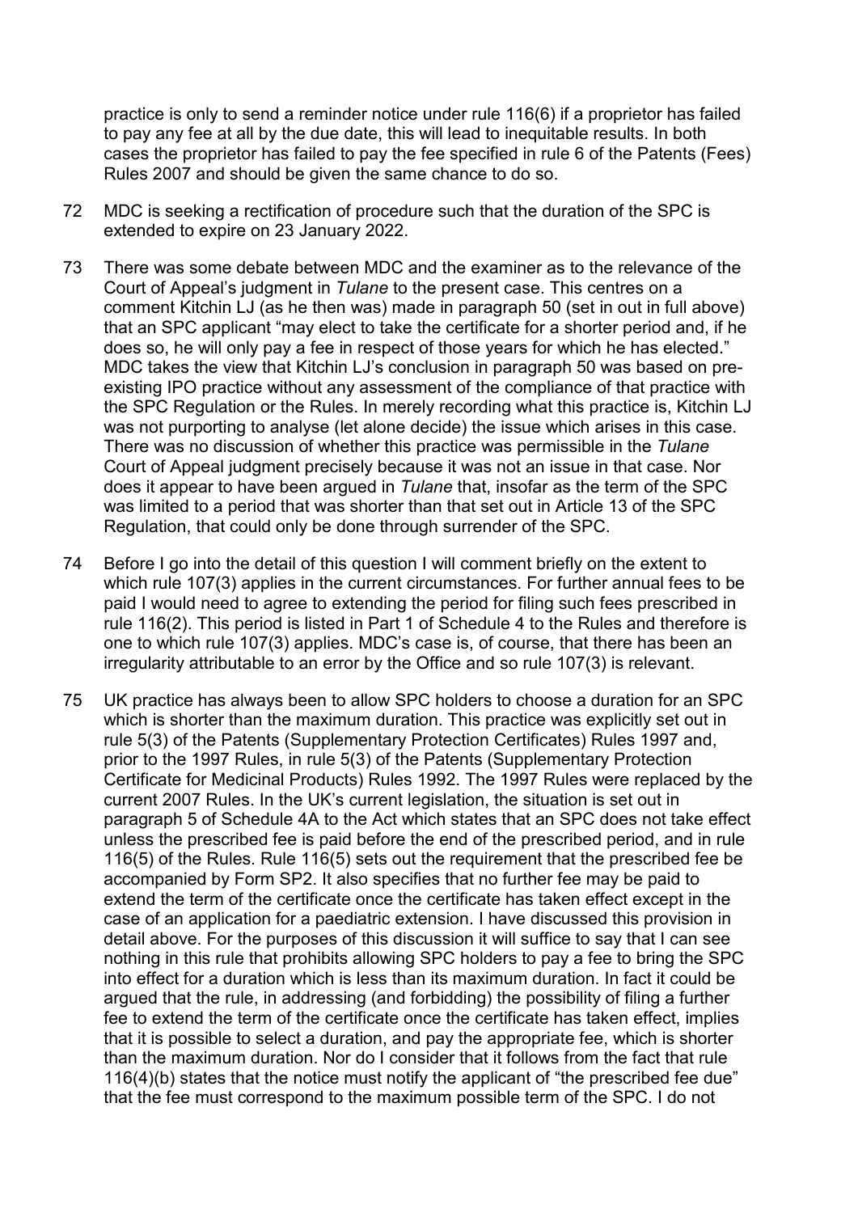practice is only to send a reminder notice under rule 116(6) if a proprietor has failed to pay any fee at all by the due date, this will lead to inequitable results. In both cases the proprietor has failed to pay the fee specified in rule 6 of the Patents (Fees) Rules 2007 and should be given the same chance to do so.

72 MDC is seeking a rectification of procedure such that the duration of the SPC is extended to expire on 23 January 2022.

73 There was some debate between MDC and the examiner as to the relevance of the Court of Appeal's judgment in *Tulane* to the present case. This centres on a comment Kitchin LJ (as he then was) made in paragraph 50 (set in out in full above) that an SPC applicant "may elect to take the certificate for a shorter period and, if he does so, he will only pay a fee in respect of those years for which he has elected." MDC takes the view that Kitchin LJ's conclusion in paragraph 50 was based on pre-existing IPO practice without any assessment of the compliance of that practice with the SPC Regulation or the Rules. In merely recording what this practice is, Kitchin LJ was not purporting to analyse (let alone decide) the issue which arises in this case. There was no discussion of whether this practice was permissible in the *Tulane* Court of Appeal judgment precisely because it was not an issue in that case. Nor does it appear to have been argued in *Tulane* that, insofar as the term of the SPC was limited to a period that was shorter than that set out in Article 13 of the SPC Regulation, that could only be done through surrender of the SPC.

74 Before I go into the detail of this question I will comment briefly on the extent to which rule 107(3) applies in the current circumstances. For further annual fees to be paid I would need to agree to extending the period for filing such fees prescribed in rule 116(2). This period is listed in Part 1 of Schedule 4 to the Rules and therefore is one to which rule 107(3) applies. MDC's case is, of course, that there has been an irregularity attributable to an error by the Office and so rule 107(3) is relevant.

75 UK practice has always been to allow SPC holders to choose a duration for an SPC which is shorter than the maximum duration. This practice was explicitly set out in rule 5(3) of the Patents (Supplementary Protection Certificates) Rules 1997 and, prior to the 1997 Rules, in rule 5(3) of the Patents (Supplementary Protection Certificate for Medicinal Products) Rules 1992. The 1997 Rules were replaced by the current 2007 Rules. In the UK's current legislation, the situation is set out in paragraph 5 of Schedule 4A to the Act which states that an SPC does not take effect unless the prescribed fee is paid before the end of the prescribed period, and in rule 116(5) of the Rules. Rule 116(5) sets out the requirement that the prescribed fee be accompanied by Form SP2. It also specifies that no further fee may be paid to extend the term of the certificate once the certificate has taken effect except in the case of an application for a paediatric extension. I have discussed this provision in detail above. For the purposes of this discussion it will suffice to say that I can see nothing in this rule that prohibits allowing SPC holders to pay a fee to bring the SPC into effect for a duration which is less than its maximum duration. In fact it could be argued that the rule, in addressing (and forbidding) the possibility of filing a further fee to extend the term of the certificate once the certificate has taken effect, implies that it is possible to select a duration, and pay the appropriate fee, which is shorter than the maximum duration. Nor do I consider that it follows from the fact that rule 116(4)(b) states that the notice must notify the applicant of "the prescribed fee due" that the fee must correspond to the maximum possible term of the SPC. I do not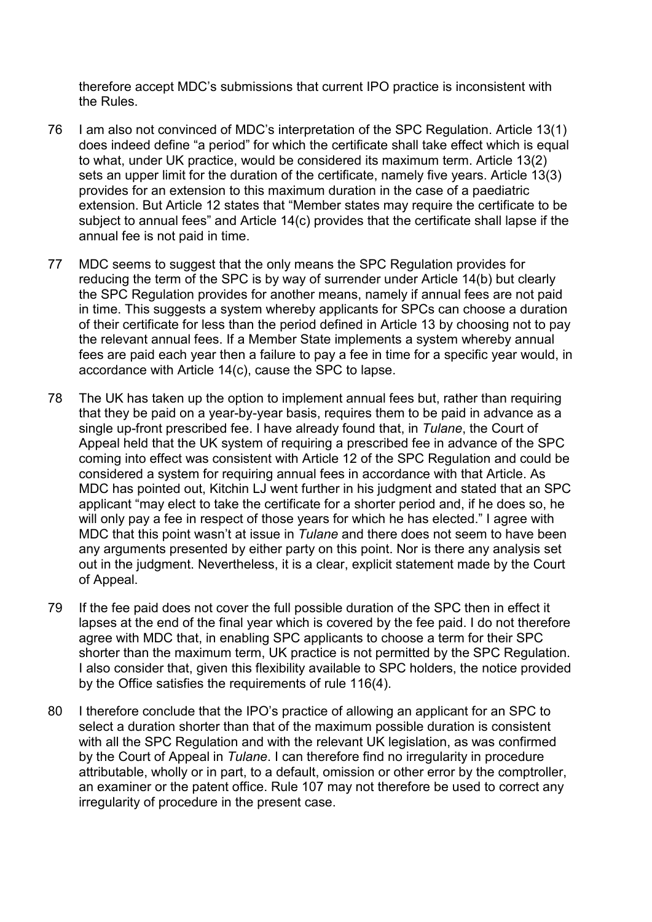therefore accept MDC's submissions that current IPO practice is inconsistent with the Rules.

76 I am also not convinced of MDC's interpretation of the SPC Regulation. Article 13(1) does indeed define "a period" for which the certificate shall take effect which is equal to what, under UK practice, would be considered its maximum term. Article 13(2) sets an upper limit for the duration of the certificate, namely five years. Article 13(3) provides for an extension to this maximum duration in the case of a paediatric extension. But Article 12 states that "Member states may require the certificate to be subject to annual fees" and Article 14(c) provides that the certificate shall lapse if the annual fee is not paid in time.

77 MDC seems to suggest that the only means the SPC Regulation provides for reducing the term of the SPC is by way of surrender under Article 14(b) but clearly the SPC Regulation provides for another means, namely if annual fees are not paid in time. This suggests a system whereby applicants for SPCs can choose a duration of their certificate for less than the period defined in Article 13 by choosing not to pay the relevant annual fees. If a Member State implements a system whereby annual fees are paid each year then a failure to pay a fee in time for a specific year would, in accordance with Article 14(c), cause the SPC to lapse.

78 The UK has taken up the option to implement annual fees but, rather than requiring that they be paid on a year-by-year basis, requires them to be paid in advance as a single up-front prescribed fee. I have already found that, in *Tulane*, the Court of Appeal held that the UK system of requiring a prescribed fee in advance of the SPC coming into effect was consistent with Article 12 of the SPC Regulation and could be considered a system for requiring annual fees in accordance with that Article. As MDC has pointed out, Kitchin LJ went further in his judgment and stated that an SPC applicant "may elect to take the certificate for a shorter period and, if he does so, he will only pay a fee in respect of those years for which he has elected." I agree with MDC that this point wasn't at issue in *Tulane* and there does not seem to have been any arguments presented by either party on this point. Nor is there any analysis set out in the judgment. Nevertheless, it is a clear, explicit statement made by the Court of Appeal.

79 If the fee paid does not cover the full possible duration of the SPC then in effect it lapses at the end of the final year which is covered by the fee paid. I do not therefore agree with MDC that, in enabling SPC applicants to choose a term for their SPC shorter than the maximum term, UK practice is not permitted by the SPC Regulation. I also consider that, given this flexibility available to SPC holders, the notice provided by the Office satisfies the requirements of rule 116(4).

80 I therefore conclude that the IPO's practice of allowing an applicant for an SPC to select a duration shorter than that of the maximum possible duration is consistent with all the SPC Regulation and with the relevant UK legislation, as was confirmed by the Court of Appeal in *Tulane*. I can therefore find no irregularity in procedure attributable, wholly or in part, to a default, omission or other error by the comptroller, an examiner or the patent office. Rule 107 may not therefore be used to correct any irregularity of procedure in the present case.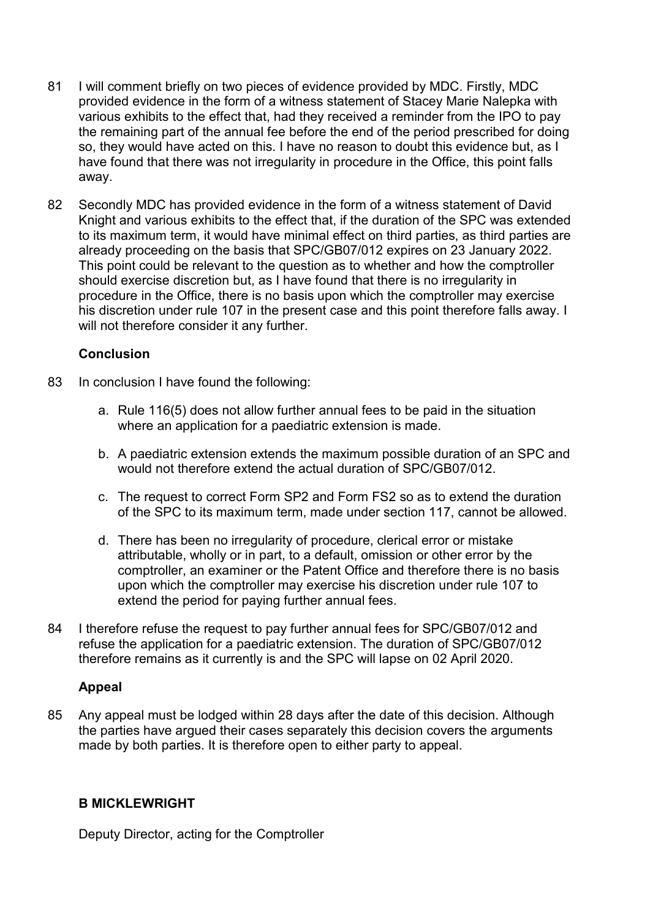81 I will comment briefly on two pieces of evidence provided by MDC. Firstly, MDC provided evidence in the form of a witness statement of Stacey Marie Nalepka with various exhibits to the effect that, had they received a reminder from the IPO to pay the remaining part of the annual fee before the end of the period prescribed for doing so, they would have acted on this. I have no reason to doubt this evidence but, as I have found that there was not irregularity in procedure in the Office, this point falls away.

82 Secondly MDC has provided evidence in the form of a witness statement of David Knight and various exhibits to the effect that, if the duration of the SPC was extended to its maximum term, it would have minimal effect on third parties, as third parties are already proceeding on the basis that SPC/GB07/012 expires on 23 January 2022. This point could be relevant to the question as to whether and how the comptroller should exercise discretion but, as I have found that there is no irregularity in procedure in the Office, there is no basis upon which the comptroller may exercise his discretion under rule 107 in the present case and this point therefore falls away. I will not therefore consider it any further.

## Conclusion

83 In conclusion I have found the following:

a. Rule 116(5) does not allow further annual fees to be paid in the situation where an application for a paediatric extension is made.

b. A paediatric extension extends the maximum possible duration of an SPC and would not therefore extend the actual duration of SPC/GB07/012.

c. The request to correct Form SP2 and Form FS2 so as to extend the duration of the SPC to its maximum term, made under section 117, cannot be allowed.

d. There has been no irregularity of procedure, clerical error or mistake attributable, wholly or in part, to a default, omission or other error by the comptroller, an examiner or the Patent Office and therefore there is no basis upon which the comptroller may exercise his discretion under rule 107 to extend the period for paying further annual fees.

84 I therefore refuse the request to pay further annual fees for SPC/GB07/012 and refuse the application for a paediatric extension. The duration of SPC/GB07/012 therefore remains as it currently is and the SPC will lapse on 02 April 2020.

## Appeal

85 Any appeal must be lodged within 28 days after the date of this decision. Although the parties have argued their cases separately this decision covers the arguments made by both parties. It is therefore open to either party to appeal.

**B MICKLEWRIGHT**

Deputy Director, acting for the Comptroller